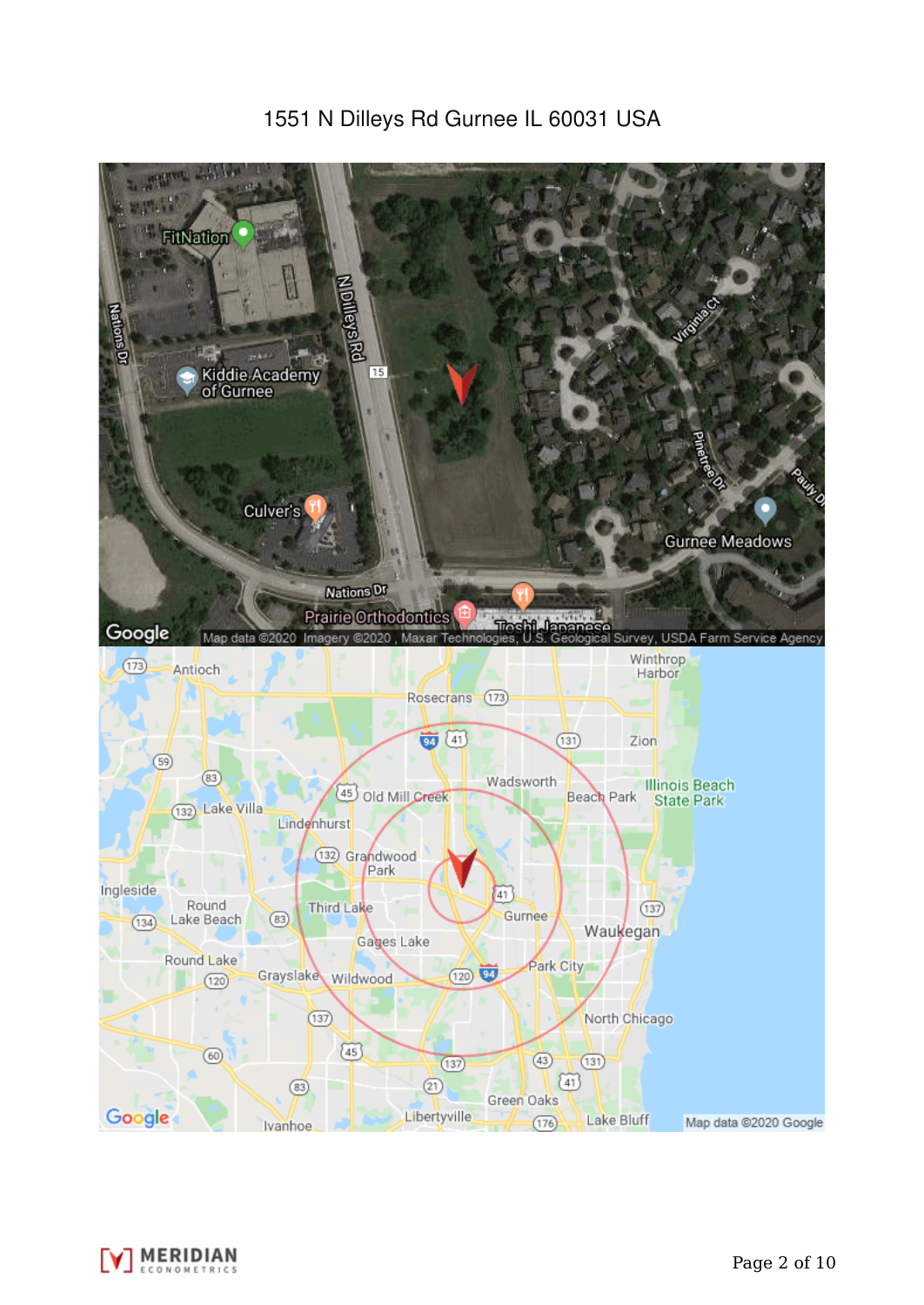# 1551 N Dilleys Rd Gurnee IL 60031 USA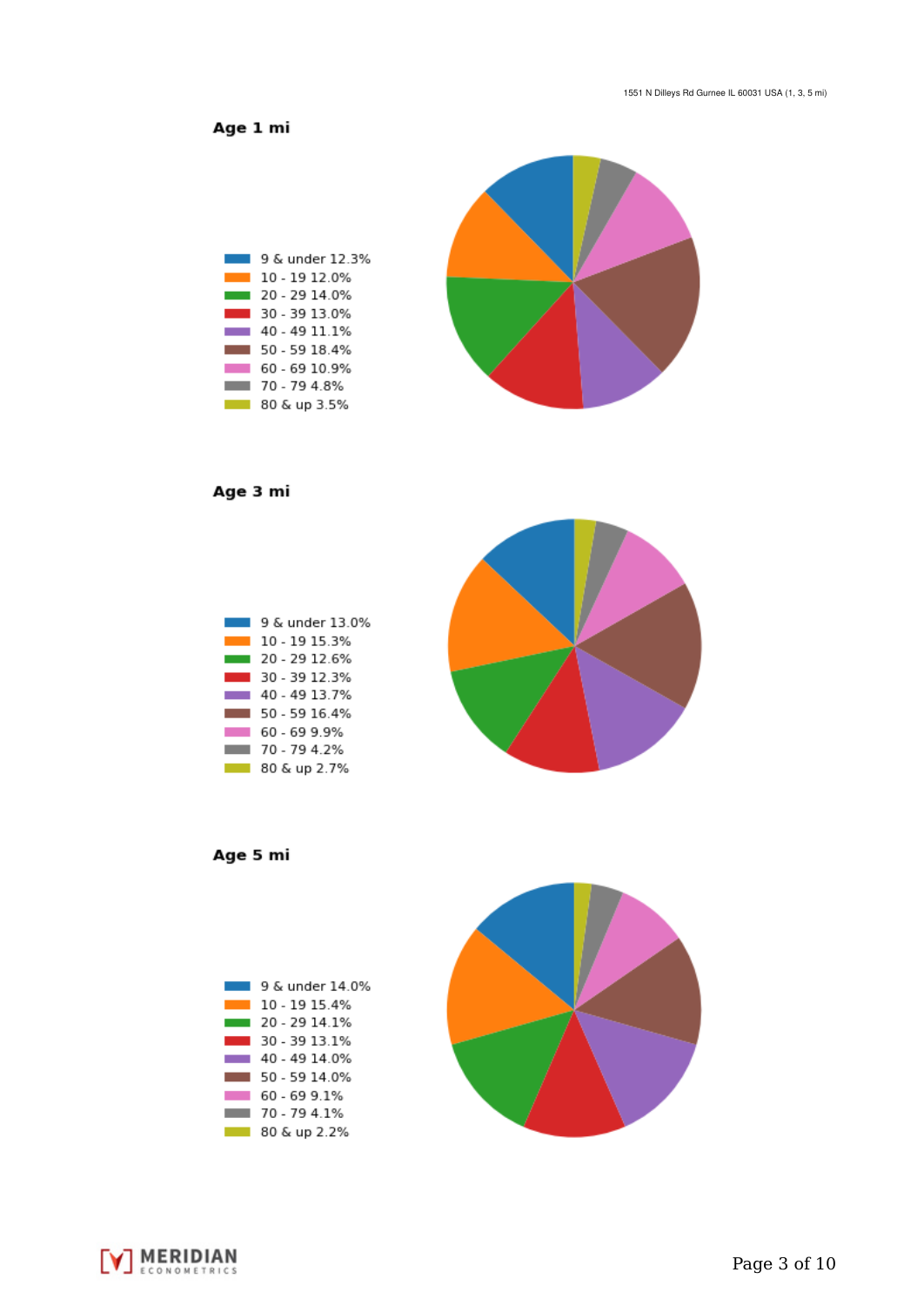## Age 1 mi

- 9 & under 12.3%
- 10 - 19 12.0%
- 20 - 29 14.0%
- 30 - 39 13.0%
- 40 - 49 11.1%
- 50 - 59 18.4%
- 60 - 69 10.9%
- 70 - 79 4.8%
- 80 & up 3.5%

## Age 3 mi

- 9 & under 13.0%
- 10 - 19 15.3%
- 20 - 29 12.6%
- 30 - 39 12.3%
- 40 - 49 13.7%
- 50 - 59 16.4%
- 60 - 69 9.9%
- 70 - 79 4.2%
- 80 & up 2.7%

## Age 5 mi

- 9 & under 14.0%
- 10 - 19 15.4%
- 20 - 29 14.1%
- 30 - 39 13.1%
- 40 - 49 14.0%
- 50 - 59 14.0%
- 60 - 69 9.1%
- 70 - 79 4.1%
- 80 & up 2.2%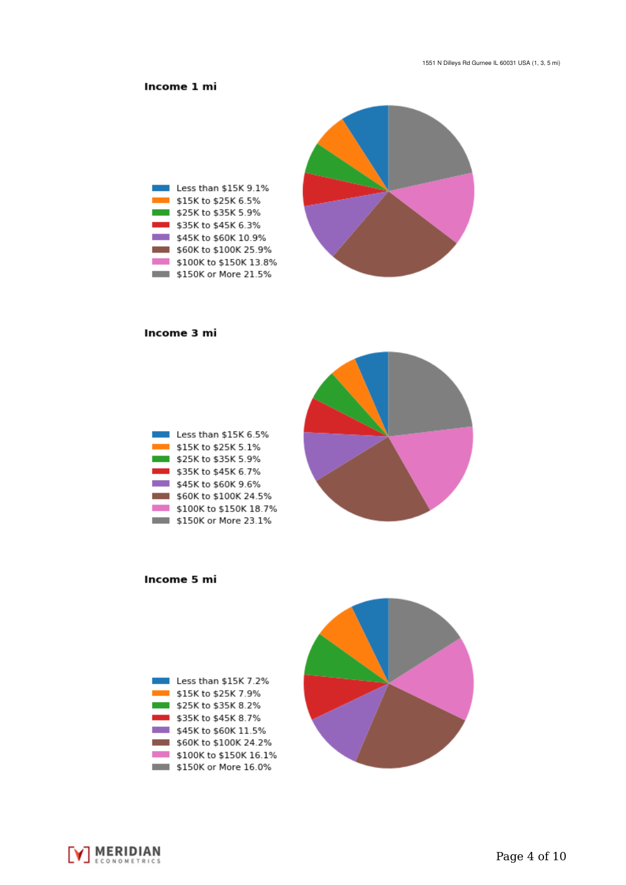## Income 1 mi

- Less than $15K 9.1%
- $15K to $25K 6.5%
- $25K to $35K 5.9%
- $35K to $45K 6.3%
- $45K to $60K 10.9%
- $60K to $100K 25.9%
- $100K to $150K 13.8%
- $150K or More 21.5%

## Income 3 mi

- Less than $15K 6.5%
- $15K to $25K 5.1%
- $25K to $35K 5.9%
- $35K to $45K 6.7%
- $45K to $60K 9.6%
- $60K to $100K 24.5%
- $100K to $150K 18.7%
- $150K or More 23.1%

## Income 5 mi

- Less than $15K 7.2%
- $15K to $25K 7.9%
- $25K to $35K 8.2%
- $35K to $45K 8.7%
- $45K to $60K 11.5%
- $60K to $100K 24.2%
- $100K to $150K 16.1%
- $150K or More 16.0%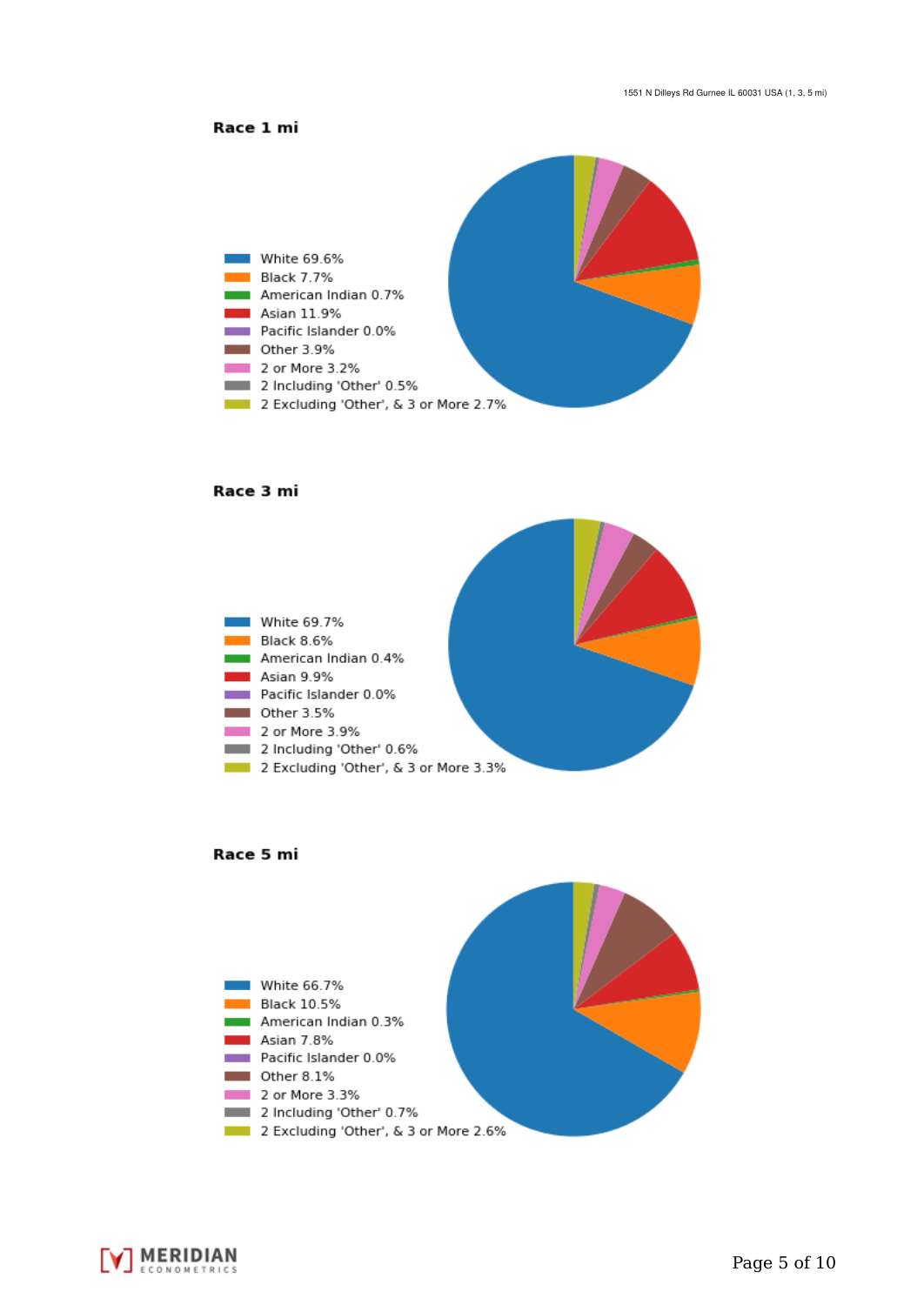## Race 1 mi

- White 69.6%
- Black 7.7%
- American Indian 0.7%
- Asian 11.9%
- Pacific Islander 0.0%
- Other 3.9%
- 2 or More 3.2%
- 2 Including 'Other' 0.5%
- 2 Excluding 'Other', & 3 or More 2.7%

## Race 3 mi

- White 69.7%
- Black 8.6%
- American Indian 0.4%
- Asian 9.9%
- Pacific Islander 0.0%
- Other 3.5%
- 2 or More 3.9%
- 2 Including 'Other' 0.6%
- 2 Excluding 'Other', & 3 or More 3.3%

## Race 5 mi

- White 66.7%
- Black 10.5%
- American Indian 0.3%
- Asian 7.8%
- Pacific Islander 0.0%
- Other 8.1%
- 2 or More 3.3%
- 2 Including 'Other' 0.7%
- 2 Excluding 'Other', & 3 or More 2.6%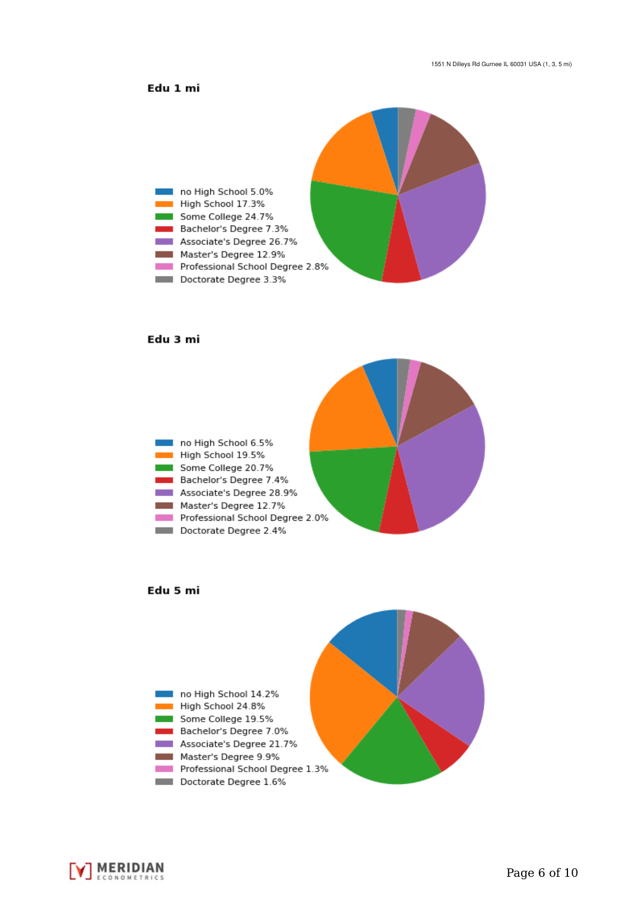## Edu 1 mi

- no High School 5.0%
- High School 17.3%
- Some College 24.7%
- Bachelor's Degree 7.3%
- Associate's Degree 26.7%
- Master's Degree 12.9%
- Professional School Degree 2.8%
- Doctorate Degree 3.3%

## Edu 3 mi

- no High School 6.5%
- High School 19.5%
- Some College 20.7%
- Bachelor's Degree 7.4%
- Associate's Degree 28.9%
- Master's Degree 12.7%
- Professional School Degree 2.0%
- Doctorate Degree 2.4%

## Edu 5 mi

- no High School 14.2%
- High School 24.8%
- Some College 19.5%
- Bachelor's Degree 7.0%
- Associate's Degree 21.7%
- Master's Degree 9.9%
- Professional School Degree 1.3%
- Doctorate Degree 1.6%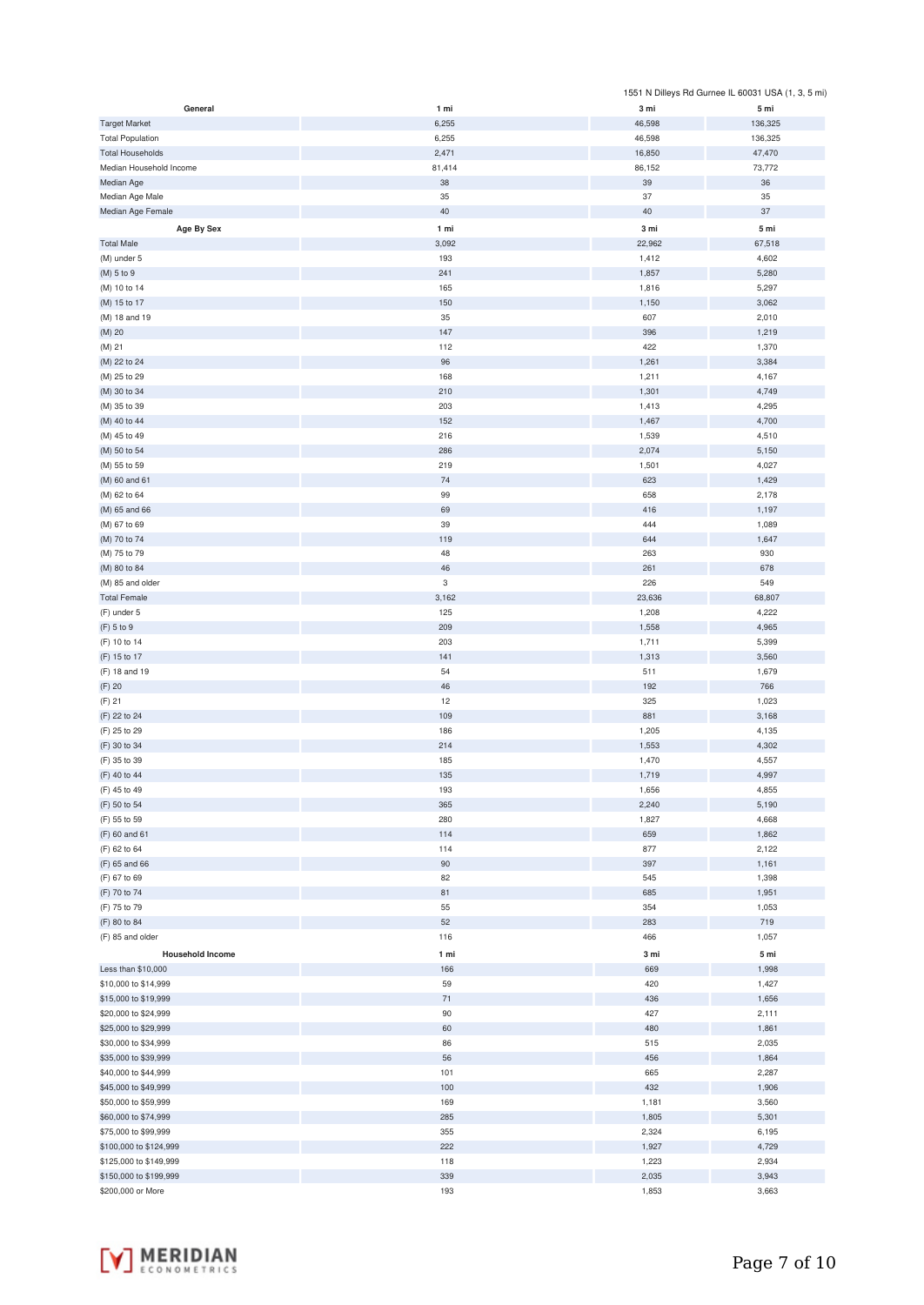1551 N Dilleys Rd Gurnee IL 60031 USA (1, 3, 5 mi)

| General | 1 mi | 3 mi | 5 mi |
|---|---|---|---|
| Target Market | 6,255 | 46,598 | 136,325 |
| Total Population | 6,255 | 46,598 | 136,325 |
| Total Households | 2,471 | 16,850 | 47,470 |
| Median Household Income | 81,414 | 86,152 | 73,772 |
| Median Age | 38 | 39 | 36 |
| Median Age Male | 35 | 37 | 35 |
| Median Age Female | 40 | 40 | 37 |

| Age By Sex | 1 mi | 3 mi | 5 mi |
|---|---|---|---|
| Total Male | 3,092 | 22,962 | 67,518 |
| (M) under 5 | 193 | 1,412 | 4,602 |
| (M) 5 to 9 | 241 | 1,857 | 5,280 |
| (M) 10 to 14 | 165 | 1,816 | 5,297 |
| (M) 15 to 17 | 150 | 1,150 | 3,062 |
| (M) 18 and 19 | 35 | 607 | 2,010 |
| (M) 20 | 147 | 396 | 1,219 |
| (M) 21 | 112 | 422 | 1,370 |
| (M) 22 to 24 | 96 | 1,261 | 3,384 |
| (M) 25 to 29 | 168 | 1,211 | 4,167 |
| (M) 30 to 34 | 210 | 1,301 | 4,749 |
| (M) 35 to 39 | 203 | 1,413 | 4,295 |
| (M) 40 to 44 | 152 | 1,467 | 4,700 |
| (M) 45 to 49 | 216 | 1,539 | 4,510 |
| (M) 50 to 54 | 286 | 2,074 | 5,150 |
| (M) 55 to 59 | 219 | 1,501 | 4,027 |
| (M) 60 and 61 | 74 | 623 | 1,429 |
| (M) 62 to 64 | 99 | 658 | 2,178 |
| (M) 65 and 66 | 69 | 416 | 1,197 |
| (M) 67 to 69 | 39 | 444 | 1,089 |
| (M) 70 to 74 | 119 | 644 | 1,647 |
| (M) 75 to 79 | 48 | 263 | 930 |
| (M) 80 to 84 | 46 | 261 | 678 |
| (M) 85 and older | 3 | 226 | 549 |
| Total Female | 3,162 | 23,636 | 68,807 |
| (F) under 5 | 125 | 1,208 | 4,222 |
| (F) 5 to 9 | 209 | 1,558 | 4,965 |
| (F) 10 to 14 | 203 | 1,711 | 5,399 |
| (F) 15 to 17 | 141 | 1,313 | 3,560 |
| (F) 18 and 19 | 54 | 511 | 1,679 |
| (F) 20 | 46 | 192 | 766 |
| (F) 21 | 12 | 325 | 1,023 |
| (F) 22 to 24 | 109 | 881 | 3,168 |
| (F) 25 to 29 | 186 | 1,205 | 4,135 |
| (F) 30 to 34 | 214 | 1,553 | 4,302 |
| (F) 35 to 39 | 185 | 1,470 | 4,557 |
| (F) 40 to 44 | 135 | 1,719 | 4,997 |
| (F) 45 to 49 | 193 | 1,656 | 4,855 |
| (F) 50 to 54 | 365 | 2,240 | 5,190 |
| (F) 55 to 59 | 280 | 1,827 | 4,668 |
| (F) 60 and 61 | 114 | 659 | 1,862 |
| (F) 62 to 64 | 114 | 877 | 2,122 |
| (F) 65 and 66 | 90 | 397 | 1,161 |
| (F) 67 to 69 | 82 | 545 | 1,398 |
| (F) 70 to 74 | 81 | 685 | 1,951 |
| (F) 75 to 79 | 55 | 354 | 1,053 |
| (F) 80 to 84 | 52 | 283 | 719 |
| (F) 85 and older | 116 | 466 | 1,057 |

| Household Income | 1 mi | 3 mi | 5 mi |
|---|---|---|---|
| Less than $10,000 | 166 | 669 | 1,998 |
| $10,000 to $14,999 | 59 | 420 | 1,427 |
| $15,000 to $19,999 | 71 | 436 | 1,656 |
| $20,000 to $24,999 | 90 | 427 | 2,111 |
| $25,000 to $29,999 | 60 | 480 | 1,861 |
| $30,000 to $34,999 | 86 | 515 | 2,035 |
| $35,000 to $39,999 | 56 | 456 | 1,864 |
| $40,000 to $44,999 | 101 | 665 | 2,287 |
| $45,000 to $49,999 | 100 | 432 | 1,906 |
| $50,000 to $59,999 | 169 | 1,181 | 3,560 |
| $60,000 to $74,999 | 285 | 1,805 | 5,301 |
| $75,000 to $99,999 | 355 | 2,324 | 6,195 |
| $100,000 to $124,999 | 222 | 1,927 | 4,729 |
| $125,000 to $149,999 | 118 | 1,223 | 2,934 |
| $150,000 to $199,999 | 339 | 2,035 | 3,943 |
| $200,000 or More | 193 | 1,853 | 3,663 |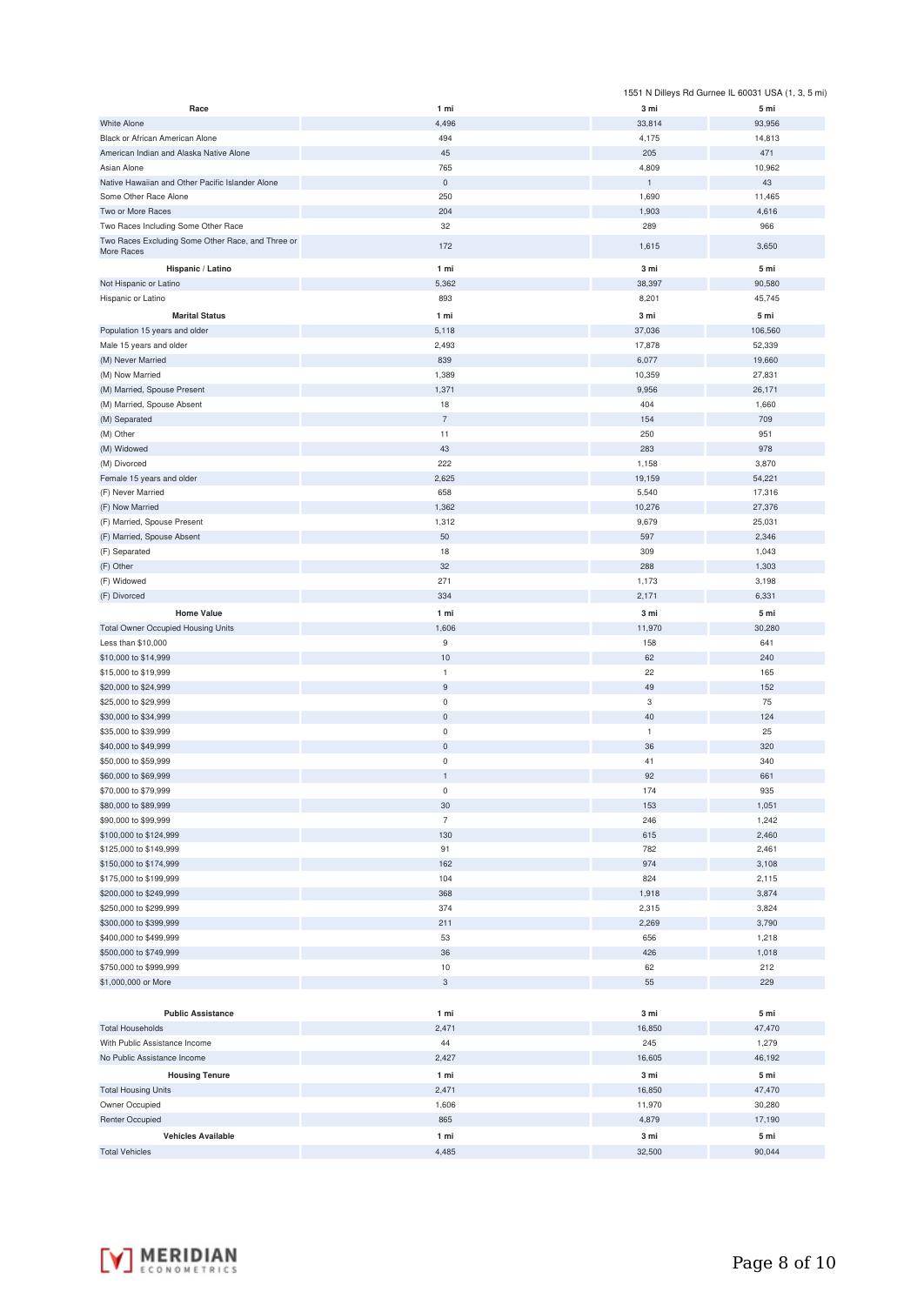1551 N Dilleys Rd Gurnee IL 60031 USA (1, 3, 5 mi)

| Race | 1 mi | 3 mi | 5 mi |
|---|---|---|---|
| White Alone | 4,496 | 33,814 | 93,956 |
| Black or African American Alone | 494 | 4,175 | 14,813 |
| American Indian and Alaska Native Alone | 45 | 205 | 471 |
| Asian Alone | 765 | 4,809 | 10,962 |
| Native Hawaiian and Other Pacific Islander Alone | 0 | 1 | 43 |
| Some Other Race Alone | 250 | 1,690 | 11,465 |
| Two or More Races | 204 | 1,903 | 4,616 |
| Two Races Including Some Other Race | 32 | 289 | 966 |
| Two Races Excluding Some Other Race, and Three or More Races | 172 | 1,615 | 3,650 |

| Hispanic / Latino | 1 mi | 3 mi | 5 mi |
|---|---|---|---|
| Not Hispanic or Latino | 5,362 | 38,397 | 90,580 |
| Hispanic or Latino | 893 | 8,201 | 45,745 |

| Marital Status | 1 mi | 3 mi | 5 mi |
|---|---|---|---|
| Population 15 years and older | 5,118 | 37,036 | 106,560 |
| Male 15 years and older | 2,493 | 17,878 | 52,339 |
| (M) Never Married | 839 | 6,077 | 19,660 |
| (M) Now Married | 1,389 | 10,359 | 27,831 |
| (M) Married, Spouse Present | 1,371 | 9,956 | 26,171 |
| (M) Married, Spouse Absent | 18 | 404 | 1,660 |
| (M) Separated | 7 | 154 | 709 |
| (M) Other | 11 | 250 | 951 |
| (M) Widowed | 43 | 283 | 978 |
| (M) Divorced | 222 | 1,158 | 3,870 |
| Female 15 years and older | 2,625 | 19,159 | 54,221 |
| (F) Never Married | 658 | 5,540 | 17,316 |
| (F) Now Married | 1,362 | 10,276 | 27,376 |
| (F) Married, Spouse Present | 1,312 | 9,679 | 25,031 |
| (F) Married, Spouse Absent | 50 | 597 | 2,346 |
| (F) Separated | 18 | 309 | 1,043 |
| (F) Other | 32 | 288 | 1,303 |
| (F) Widowed | 271 | 1,173 | 3,198 |
| (F) Divorced | 334 | 2,171 | 6,331 |

| Home Value | 1 mi | 3 mi | 5 mi |
|---|---|---|---|
| Total Owner Occupied Housing Units | 1,606 | 11,970 | 30,280 |
| Less than $10,000 | 9 | 158 | 641 |
| $10,000 to $14,999 | 10 | 62 | 240 |
| $15,000 to $19,999 | 1 | 22 | 165 |
| $20,000 to $24,999 | 9 | 49 | 152 |
| $25,000 to $29,999 | 0 | 3 | 75 |
| $30,000 to $34,999 | 0 | 40 | 124 |
| $35,000 to $39,999 | 0 | 1 | 25 |
| $40,000 to $49,999 | 0 | 36 | 320 |
| $50,000 to $59,999 | 0 | 41 | 340 |
| $60,000 to $69,999 | 1 | 92 | 661 |
| $70,000 to $79,999 | 0 | 174 | 935 |
| $80,000 to $89,999 | 30 | 153 | 1,051 |
| $90,000 to $99,999 | 7 | 246 | 1,242 |
| $100,000 to $124,999 | 130 | 615 | 2,460 |
| $125,000 to $149,999 | 91 | 782 | 2,461 |
| $150,000 to $174,999 | 162 | 974 | 3,108 |
| $175,000 to $199,999 | 104 | 824 | 2,115 |
| $200,000 to $249,999 | 368 | 1,918 | 3,874 |
| $250,000 to $299,999 | 374 | 2,315 | 3,824 |
| $300,000 to $399,999 | 211 | 2,269 | 3,790 |
| $400,000 to $499,999 | 53 | 656 | 1,218 |
| $500,000 to $749,999 | 36 | 426 | 1,018 |
| $750,000 to $999,999 | 10 | 62 | 212 |
| $1,000,000 or More | 3 | 55 | 229 |

| Public Assistance | 1 mi | 3 mi | 5 mi |
|---|---|---|---|
| Total Households | 2,471 | 16,850 | 47,470 |
| With Public Assistance Income | 44 | 245 | 1,279 |
| No Public Assistance Income | 2,427 | 16,605 | 46,192 |

| Housing Tenure | 1 mi | 3 mi | 5 mi |
|---|---|---|---|
| Total Housing Units | 2,471 | 16,850 | 47,470 |
| Owner Occupied | 1,606 | 11,970 | 30,280 |
| Renter Occupied | 865 | 4,879 | 17,190 |

| Vehicles Available | 1 mi | 3 mi | 5 mi |
|---|---|---|---|
| Total Vehicles | 4,485 | 32,500 | 90,044 |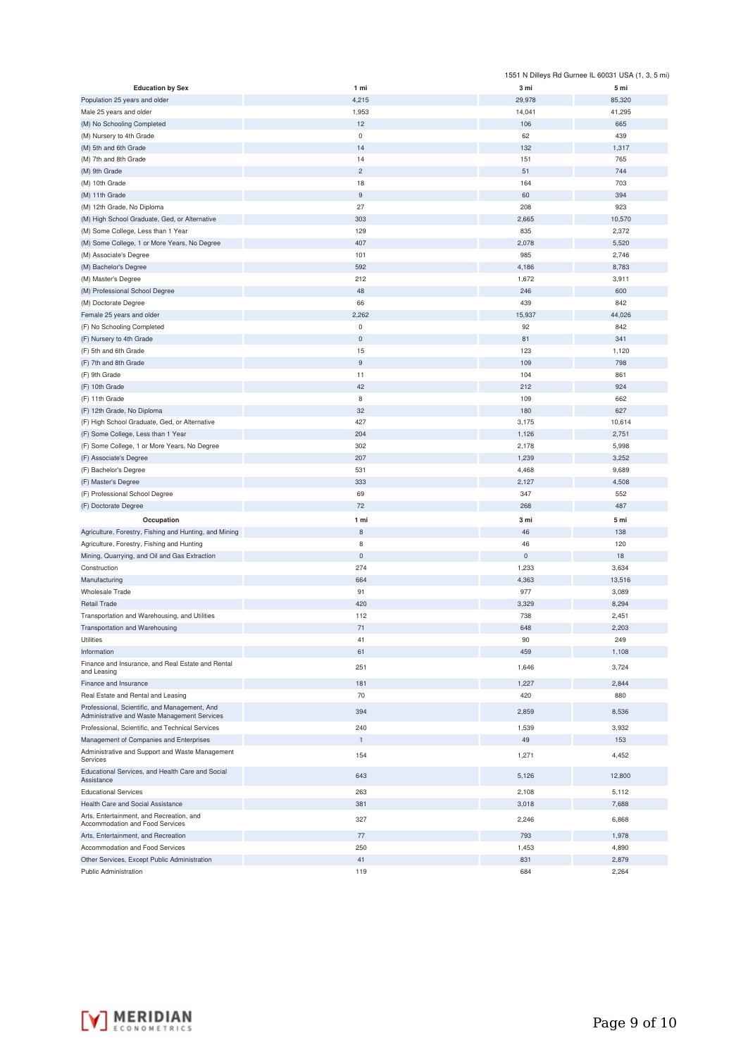1551 N Dilleys Rd Gurnee IL 60031 USA (1, 3, 5 mi)

| Education by Sex | 1 mi | 3 mi | 5 mi |
|---|---|---|---|
| Population 25 years and older | 4,215 | 29,978 | 85,320 |
| Male 25 years and older | 1,953 | 14,041 | 41,295 |
| (M) No Schooling Completed | 12 | 106 | 665 |
| (M) Nursery to 4th Grade | 0 | 62 | 439 |
| (M) 5th and 6th Grade | 14 | 132 | 1,317 |
| (M) 7th and 8th Grade | 14 | 151 | 765 |
| (M) 9th Grade | 2 | 51 | 744 |
| (M) 10th Grade | 18 | 164 | 703 |
| (M) 11th Grade | 9 | 60 | 394 |
| (M) 12th Grade, No Diploma | 27 | 208 | 923 |
| (M) High School Graduate, Ged, or Alternative | 303 | 2,665 | 10,570 |
| (M) Some College, Less than 1 Year | 129 | 835 | 2,372 |
| (M) Some College, 1 or More Years, No Degree | 407 | 2,078 | 5,520 |
| (M) Associate's Degree | 101 | 985 | 2,746 |
| (M) Bachelor's Degree | 592 | 4,186 | 8,783 |
| (M) Master's Degree | 212 | 1,672 | 3,911 |
| (M) Professional School Degree | 48 | 246 | 600 |
| (M) Doctorate Degree | 66 | 439 | 842 |
| Female 25 years and older | 2,262 | 15,937 | 44,026 |
| (F) No Schooling Completed | 0 | 92 | 842 |
| (F) Nursery to 4th Grade | 0 | 81 | 341 |
| (F) 5th and 6th Grade | 15 | 123 | 1,120 |
| (F) 7th and 8th Grade | 9 | 109 | 798 |
| (F) 9th Grade | 11 | 104 | 861 |
| (F) 10th Grade | 42 | 212 | 924 |
| (F) 11th Grade | 8 | 109 | 662 |
| (F) 12th Grade, No Diploma | 32 | 180 | 627 |
| (F) High School Graduate, Ged, or Alternative | 427 | 3,175 | 10,614 |
| (F) Some College, Less than 1 Year | 204 | 1,126 | 2,751 |
| (F) Some College, 1 or More Years, No Degree | 302 | 2,178 | 5,998 |
| (F) Associate's Degree | 207 | 1,239 | 3,252 |
| (F) Bachelor's Degree | 531 | 4,468 | 9,689 |
| (F) Master's Degree | 333 | 2,127 | 4,508 |
| (F) Professional School Degree | 69 | 347 | 552 |
| (F) Doctorate Degree | 72 | 268 | 487 |

| Occupation | 1 mi | 3 mi | 5 mi |
|---|---|---|---|
| Agriculture, Forestry, Fishing and Hunting, and Mining | 8 | 46 | 138 |
| Agriculture, Forestry, Fishing and Hunting | 8 | 46 | 120 |
| Mining, Quarrying, and Oil and Gas Extraction | 0 | 0 | 18 |
| Construction | 274 | 1,233 | 3,634 |
| Manufacturing | 664 | 4,363 | 13,516 |
| Wholesale Trade | 91 | 977 | 3,089 |
| Retail Trade | 420 | 3,329 | 8,294 |
| Transportation and Warehousing, and Utilities | 112 | 738 | 2,451 |
| Transportation and Warehousing | 71 | 648 | 2,203 |
| Utilities | 41 | 90 | 249 |
| Information | 61 | 459 | 1,108 |
| Finance and Insurance, and Real Estate and Rental and Leasing | 251 | 1,646 | 3,724 |
| Finance and Insurance | 181 | 1,227 | 2,844 |
| Real Estate and Rental and Leasing | 70 | 420 | 880 |
| Professional, Scientific, and Management, And Administrative and Waste Management Services | 394 | 2,859 | 8,536 |
| Professional, Scientific, and Technical Services | 240 | 1,539 | 3,932 |
| Management of Companies and Enterprises | 1 | 49 | 153 |
| Administrative and Support and Waste Management Services | 154 | 1,271 | 4,452 |
| Educational Services, and Health Care and Social Assistance | 643 | 5,126 | 12,800 |
| Educational Services | 263 | 2,108 | 5,112 |
| Health Care and Social Assistance | 381 | 3,018 | 7,688 |
| Arts, Entertainment, and Recreation, and Accommodation and Food Services | 327 | 2,246 | 6,868 |
| Arts, Entertainment, and Recreation | 77 | 793 | 1,978 |
| Accommodation and Food Services | 250 | 1,453 | 4,890 |
| Other Services, Except Public Administration | 41 | 831 | 2,879 |
| Public Administration | 119 | 684 | 2,264 |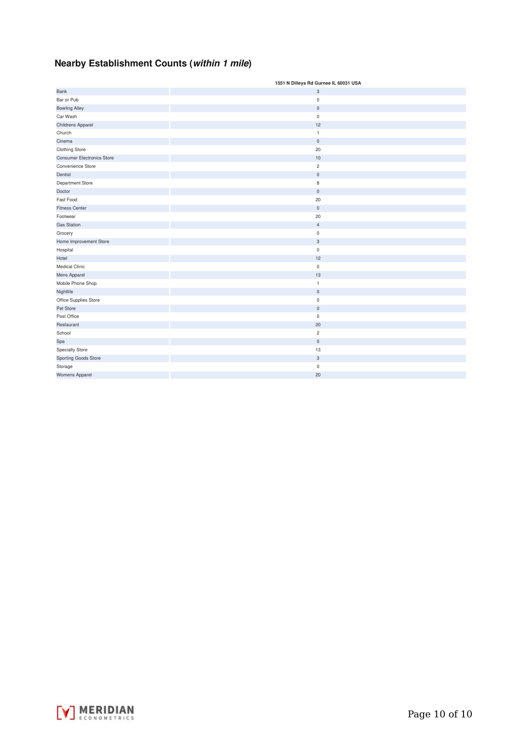## Nearby Establishment Counts (***within 1 mile***)

| | 1551 N Dilleys Rd Gurnee IL 60031 USA |
|---|---|
| Bank | 3 |
| Bar or Pub | 0 |
| Bowling Alley | 0 |
| Car Wash | 0 |
| Childrens Apparel | 12 |
| Church | 1 |
| Cinema | 0 |
| Clothing Store | 20 |
| Consumer Electronics Store | 10 |
| Convenience Store | 2 |
| Dentist | 0 |
| Department Store | 8 |
| Doctor | 0 |
| Fast Food | 20 |
| Fitness Center | 0 |
| Footwear | 20 |
| Gas Station | 4 |
| Grocery | 0 |
| Home Improvement Store | 3 |
| Hospital | 0 |
| Hotel | 12 |
| Medical Clinic | 0 |
| Mens Apparel | 13 |
| Mobile Phone Shop | 1 |
| Nightlife | 0 |
| Office Supplies Store | 0 |
| Pet Store | 0 |
| Post Office | 0 |
| Restaurant | 20 |
| School | 2 |
| Spa | 0 |
| Specialty Store | 13 |
| Sporting Goods Store | 3 |
| Storage | 0 |
| Womens Apparel | 20 |